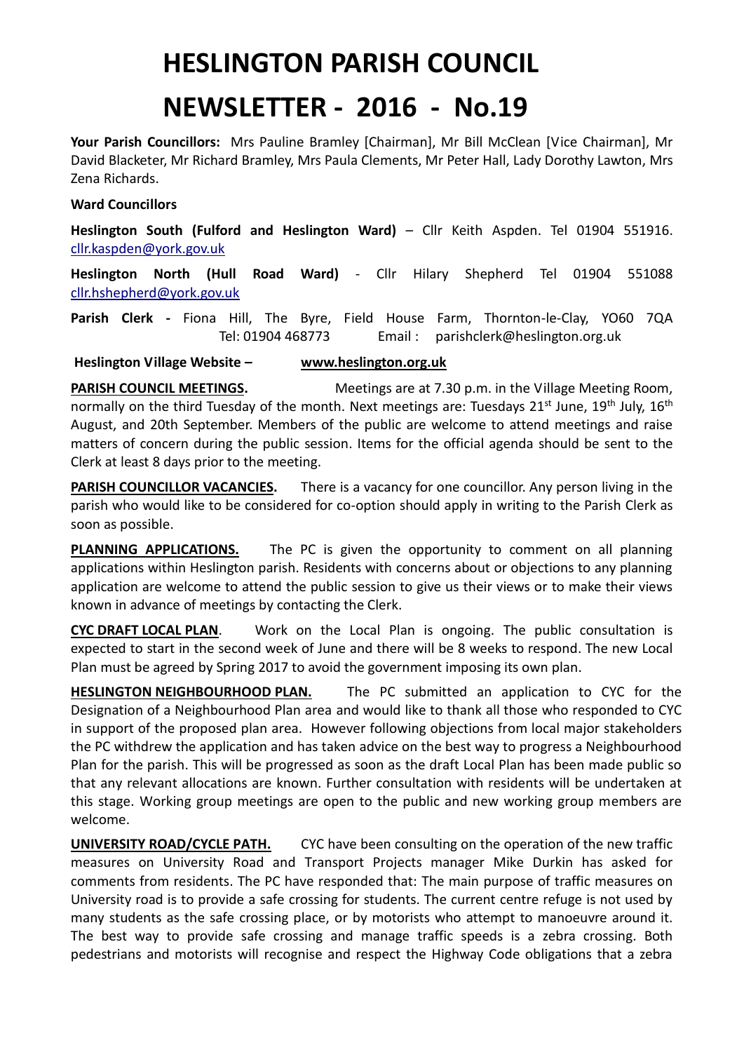# HESLINGTON PARISH COUNCIL

# NEWSLETTER - 2016 - No.19

**Your Parish Councillors:** Mrs Pauline Bramley [Chairman], Mr Bill McClean [Vice Chairman], Mr David Blacketer, Mr Richard Bramley, Mrs Paula Clements, Mr Peter Hall, Lady Dorothy Lawton, Mrs Zena Richards.

**Ward Councillors**

**Heslington South (Fulford and Heslington Ward)** – Cllr Keith Aspden. Tel 01904 551916. cllr.kaspden@york.gov.uk

**Heslington North (Hull Road Ward)** - Cllr Hilary Shepherd Tel 01904 551088 cllr.hshepherd@york.gov.uk

**Parish Clerk -** Fiona Hill, The Byre, Field House Farm, Thornton-le-Clay, YO60 7QA Tel: 01904 468773 Email : parishclerk@heslington.org.uk

**Heslington Village Website – www.heslington.org.uk**

**PARISH COUNCIL MEETINGS.** Meetings are at 7.30 p.m. in the Village Meeting Room, normally on the third Tuesday of the month. Next meetings are: Tuesdays 21st June, 19th July, 16th August, and 20th September. Members of the public are welcome to attend meetings and raise matters of concern during the public session. Items for the official agenda should be sent to the Clerk at least 8 days prior to the meeting.

**PARISH COUNCILLOR VACANCIES.** There is a vacancy for one councillor. Any person living in the parish who would like to be considered for co-option should apply in writing to the Parish Clerk as soon as possible.

**PLANNING APPLICATIONS.** The PC is given the opportunity to comment on all planning applications within Heslington parish. Residents with concerns about or objections to any planning application are welcome to attend the public session to give us their views or to make their views known in advance of meetings by contacting the Clerk.

**CYC DRAFT LOCAL PLAN**. Work on the Local Plan is ongoing. The public consultation is expected to start in the second week of June and there will be 8 weeks to respond. The new Local Plan must be agreed by Spring 2017 to avoid the government imposing its own plan.

**HESLINGTON NEIGHBOURHOOD PLAN.** The PC submitted an application to CYC for the Designation of a Neighbourhood Plan area and would like to thank all those who responded to CYC in support of the proposed plan area. However following objections from local major stakeholders the PC withdrew the application and has taken advice on the best way to progress a Neighbourhood Plan for the parish. This will be progressed as soon as the draft Local Plan has been made public so that any relevant allocations are known. Further consultation with residents will be undertaken at this stage. Working group meetings are open to the public and new working group members are welcome.

**UNIVERSITY ROAD/CYCLE PATH.** CYC have been consulting on the operation of the new traffic measures on University Road and Transport Projects manager Mike Durkin has asked for comments from residents. The PC have responded that: The main purpose of traffic measures on University road is to provide a safe crossing for students. The current centre refuge is not used by many students as the safe crossing place, or by motorists who attempt to manoeuvre around it. The best way to provide safe crossing and manage traffic speeds is a zebra crossing. Both pedestrians and motorists will recognise and respect the Highway Code obligations that a zebra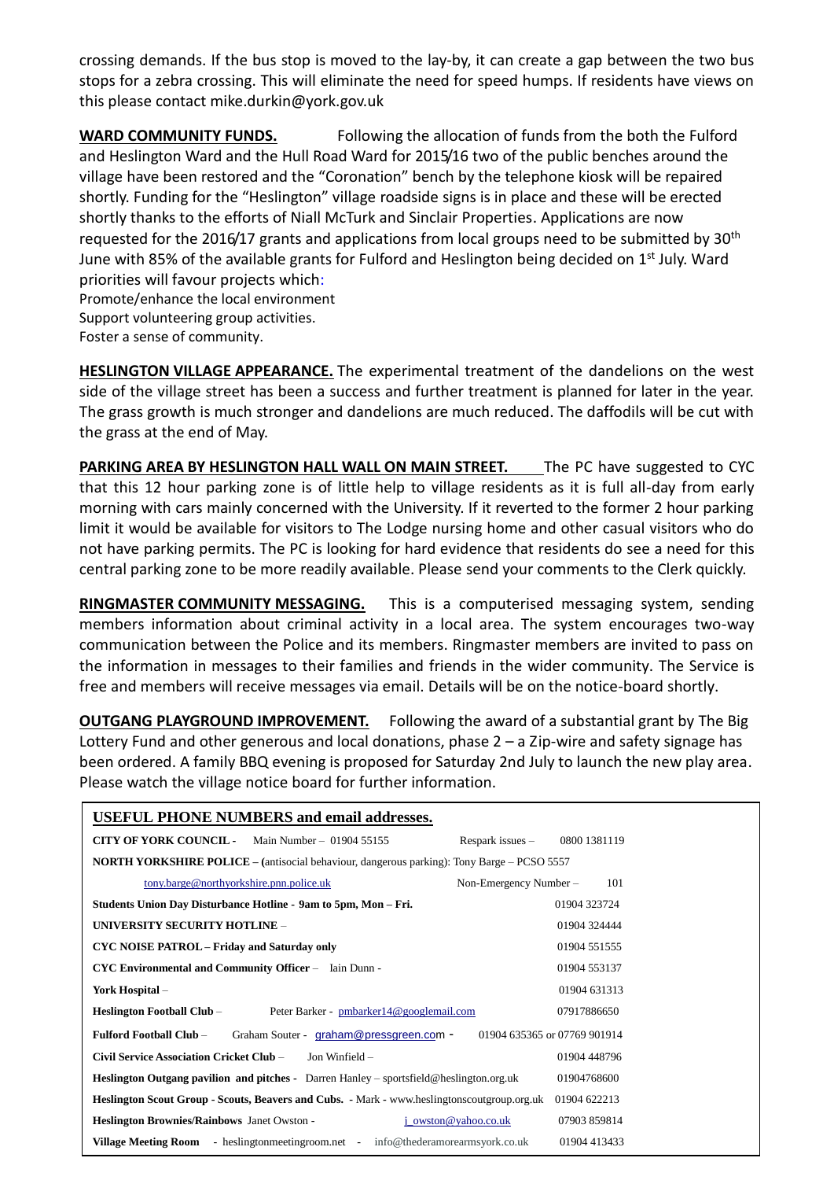crossing demands. If the bus stop is moved to the lay-by, it can create a gap between the two bus stops for a zebra crossing. This will eliminate the need for speed humps. If residents have views on this please contact mike.durkin@york.gov.uk

**WARD COMMUNITY FUNDS.** Following the allocation of funds from the both the Fulford and Heslington Ward and the Hull Road Ward for 2015/16 two of the public benches around the village have been restored and the "Coronation" bench by the telephone kiosk will be repaired shortly. Funding for the "Heslington" village roadside signs is in place and these will be erected shortly thanks to the efforts of Niall McTurk and Sinclair Properties. Applications are now requested for the 2016/17 grants and applications from local groups need to be submitted by 30th June with 85% of the available grants for Fulford and Heslington being decided on 1st July. Ward priorities will favour projects which:

Promote/enhance the local environment
Support volunteering group activities.
Foster a sense of community.

**HESLINGTON VILLAGE APPEARANCE.** The experimental treatment of the dandelions on the west side of the village street has been a success and further treatment is planned for later in the year. The grass growth is much stronger and dandelions are much reduced. The daffodils will be cut with the grass at the end of May.

**PARKING AREA BY HESLINGTON HALL WALL ON MAIN STREET.** The PC have suggested to CYC that this 12 hour parking zone is of little help to village residents as it is full all-day from early morning with cars mainly concerned with the University. If it reverted to the former 2 hour parking limit it would be available for visitors to The Lodge nursing home and other casual visitors who do not have parking permits. The PC is looking for hard evidence that residents do see a need for this central parking zone to be more readily available. Please send your comments to the Clerk quickly.

**RINGMASTER COMMUNITY MESSAGING.** This is a computerised messaging system, sending members information about criminal activity in a local area. The system encourages two-way communication between the Police and its members. Ringmaster members are invited to pass on the information in messages to their families and friends in the wider community. The Service is free and members will receive messages via email. Details will be on the notice-board shortly.

**OUTGANG PLAYGROUND IMPROVEMENT.** Following the award of a substantial grant by The Big Lottery Fund and other generous and local donations, phase 2 – a Zip-wire and safety signage has been ordered. A family BBQ evening is proposed for Saturday 2nd July to launch the new play area. Please watch the village notice board for further information.

## USEFUL PHONE NUMBERS and email addresses.

| | |
|---|---|
| **CITY OF YORK COUNCIL -** Main Number – 01904 55155 Respark issues – | 0800 1381119 |
| **NORTH YORKSHIRE POLICE – (**antisocial behaviour, dangerous parking): Tony Barge – PCSO 5557 | |
| tony.barge@northyorkshire.pnn.police.uk Non-Emergency Number – | 101 |
| **Students Union Day Disturbance Hotline - 9am to 5pm, Mon – Fri.** | 01904 323724 |
| **UNIVERSITY SECURITY HOTLINE** – | 01904 324444 |
| **CYC NOISE PATROL – Friday and Saturday only** | 01904 551555 |
| **CYC Environmental and Community Officer** – Iain Dunn - | 01904 553137 |
| **York Hospital** – | 01904 631313 |
| **Heslington Football Club** – Peter Barker - pmbarker14@googlemail.com | 07917886650 |
| **Fulford Football Club** – Graham Souter - graham@pressgreen.com - | 01904 635365 or 07769 901914 |
| **Civil Service Association Cricket Club** – Jon Winfield – | 01904 448796 |
| **Heslington Outgang pavilion and pitches** - Darren Hanley – sportsfield@heslington.org.uk | 01904768600 |
| **Heslington Scout Group - Scouts, Beavers and Cubs.** - Mark - www.heslingtonscoutgroup.org.uk | 01904 622213 |
| **Heslington Brownies/Rainbows** Janet Owston - j_owston@yahoo.co.uk | 07903 859814 |
| **Village Meeting Room** - heslingtonmeetingroom.net - info@thederamorearmsyork.co.uk | 01904 413433 |